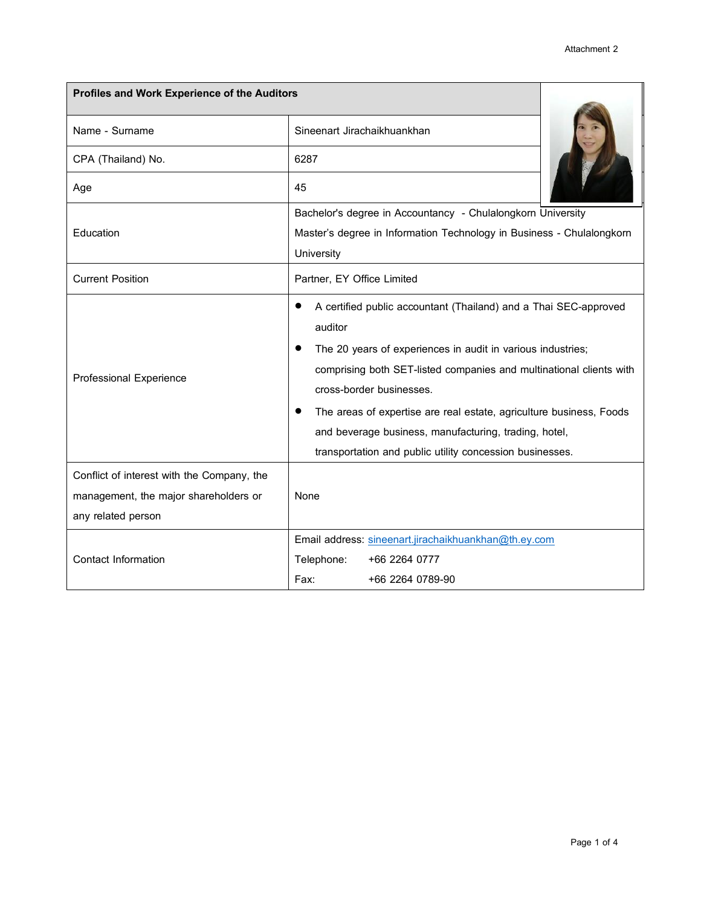Attachment 2

| Profiles and Work Experience of the Auditors | |
|---|---|
| Name - Surname | Sineenart Jirachaikhuankhan |
| CPA (Thailand) No. | 6287 |
| Age | 45 |
| Education | Bachelor's degree in Accountancy - Chulalongkorn University<br>Master's degree in Information Technology in Business - Chulalongkorn University |
| Current Position | Partner, EY Office Limited |
| Professional Experience | • A certified public accountant (Thailand) and a Thai SEC-approved auditor<br>• The 20 years of experiences in audit in various industries; comprising both SET-listed companies and multinational clients with cross-border businesses.<br>• The areas of expertise are real estate, agriculture business, Foods and beverage business, manufacturing, trading, hotel, transportation and public utility concession businesses. |
| Conflict of interest with the Company, the management, the major shareholders or any related person | None |
| Contact Information | Email address: sineenart.jirachaikhuankhan@th.ey.com<br>Telephone: +66 2264 0777<br>Fax: +66 2264 0789-90 |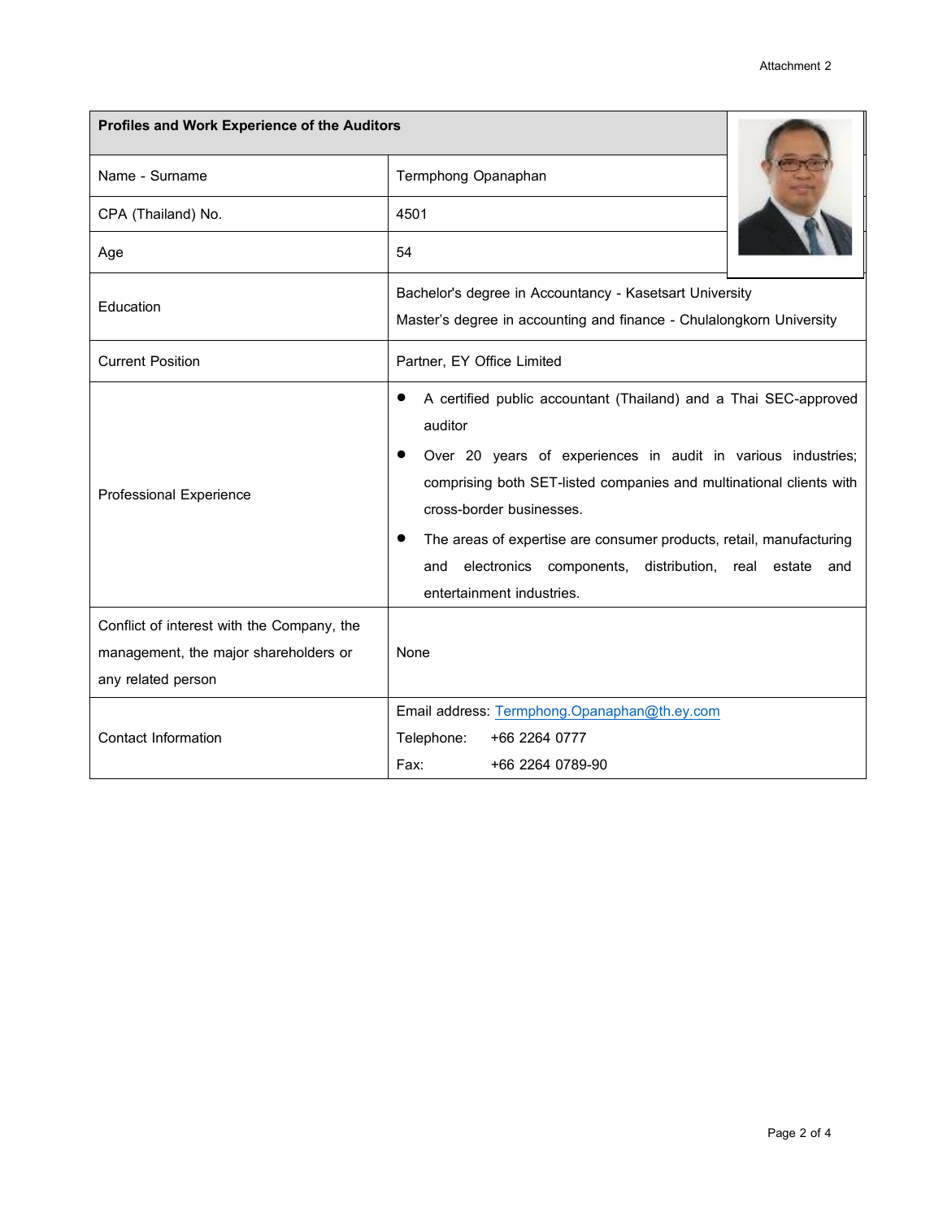Attachment 2

| Profiles and Work Experience of the Auditors | |
|---|---|
| Name - Surname | Termphong Opanaphan |
| CPA (Thailand) No. | 4501 |
| Age | 54 |
| Education | Bachelor's degree in Accountancy - Kasetsart University<br>Master's degree in accounting and finance - Chulalongkorn University |
| Current Position | Partner, EY Office Limited |
| Professional Experience | • A certified public accountant (Thailand) and a Thai SEC-approved auditor<br>• Over 20 years of experiences in audit in various industries; comprising both SET-listed companies and multinational clients with cross-border businesses.<br>• The areas of expertise are consumer products, retail, manufacturing and electronics components, distribution, real estate and entertainment industries. |
| Conflict of interest with the Company, the management, the major shareholders or any related person | None |
| Contact Information | Email address: Termphong.Opanaphan@th.ey.com<br>Telephone: +66 2264 0777<br>Fax: +66 2264 0789-90 |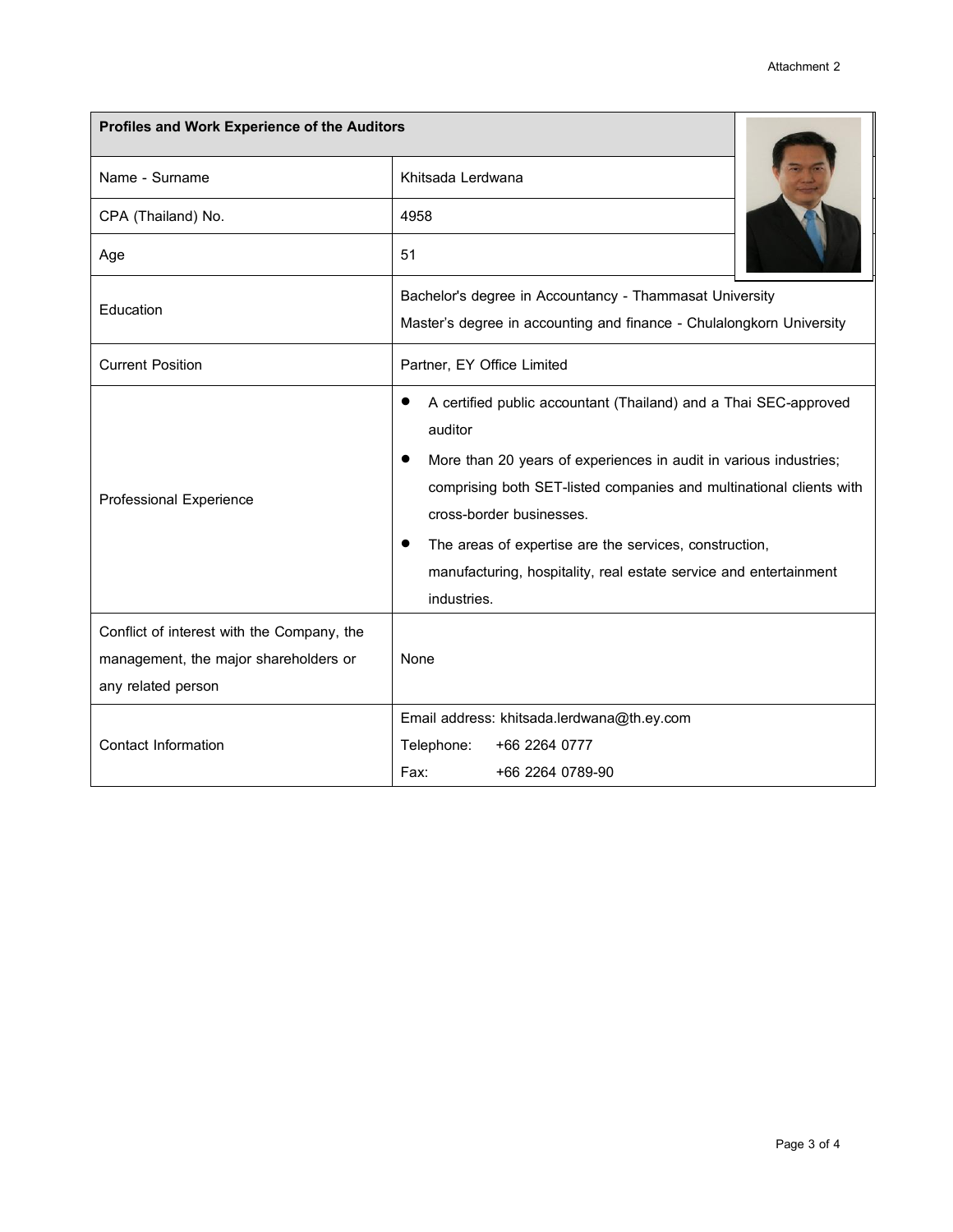Attachment 2

| Profiles and Work Experience of the Auditors | |
|---|---|
| Name - Surname | Khitsada Lerdwana |
| CPA (Thailand) No. | 4958 |
| Age | 51 |
| Education | Bachelor's degree in Accountancy - Thammasat University<br>Master's degree in accounting and finance - Chulalongkorn University |
| Current Position | Partner, EY Office Limited |
| Professional Experience | • A certified public accountant (Thailand) and a Thai SEC-approved auditor<br>• More than 20 years of experiences in audit in various industries; comprising both SET-listed companies and multinational clients with cross-border businesses.<br>• The areas of expertise are the services, construction, manufacturing, hospitality, real estate service and entertainment industries. |
| Conflict of interest with the Company, the management, the major shareholders or any related person | None |
| Contact Information | Email address: khitsada.lerdwana@th.ey.com<br>Telephone: +66 2264 0777<br>Fax: +66 2264 0789-90 |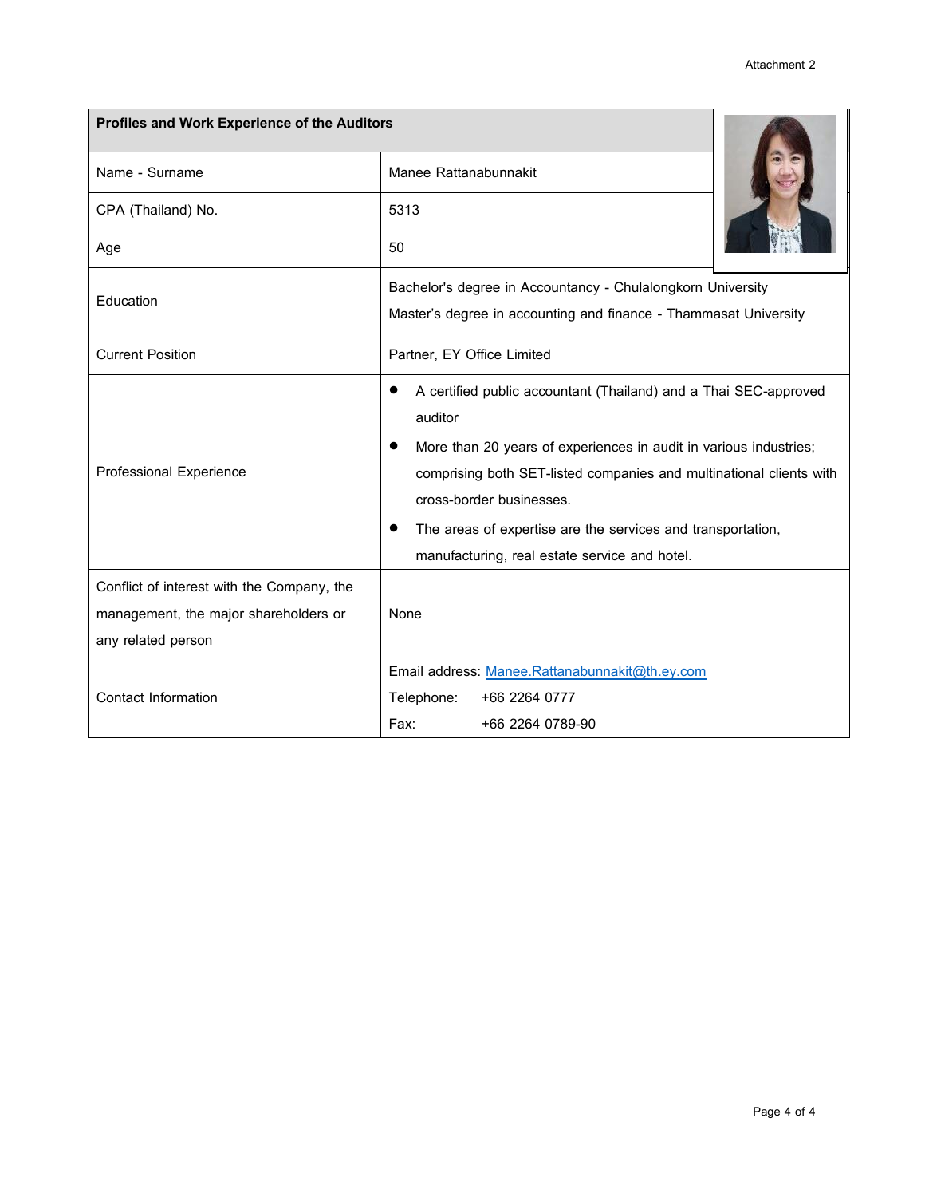Attachment 2

| Profiles and Work Experience of the Auditors | |
| --- | --- |
| Name - Surname | Manee Rattanabunnakit |
| CPA (Thailand) No. | 5313 |
| Age | 50 |
| Education | Bachelor's degree in Accountancy - Chulalongkorn University<br>Master's degree in accounting and finance - Thammasat University |
| Current Position | Partner, EY Office Limited |
| Professional Experience | • A certified public accountant (Thailand) and a Thai SEC-approved auditor<br>• More than 20 years of experiences in audit in various industries; comprising both SET-listed companies and multinational clients with cross-border businesses.<br>• The areas of expertise are the services and transportation, manufacturing, real estate service and hotel. |
| Conflict of interest with the Company, the management, the major shareholders or any related person | None |
| Contact Information | Email address: Manee.Rattanabunnakit@th.ey.com<br>Telephone: +66 2264 0777<br>Fax: +66 2264 0789-90 |